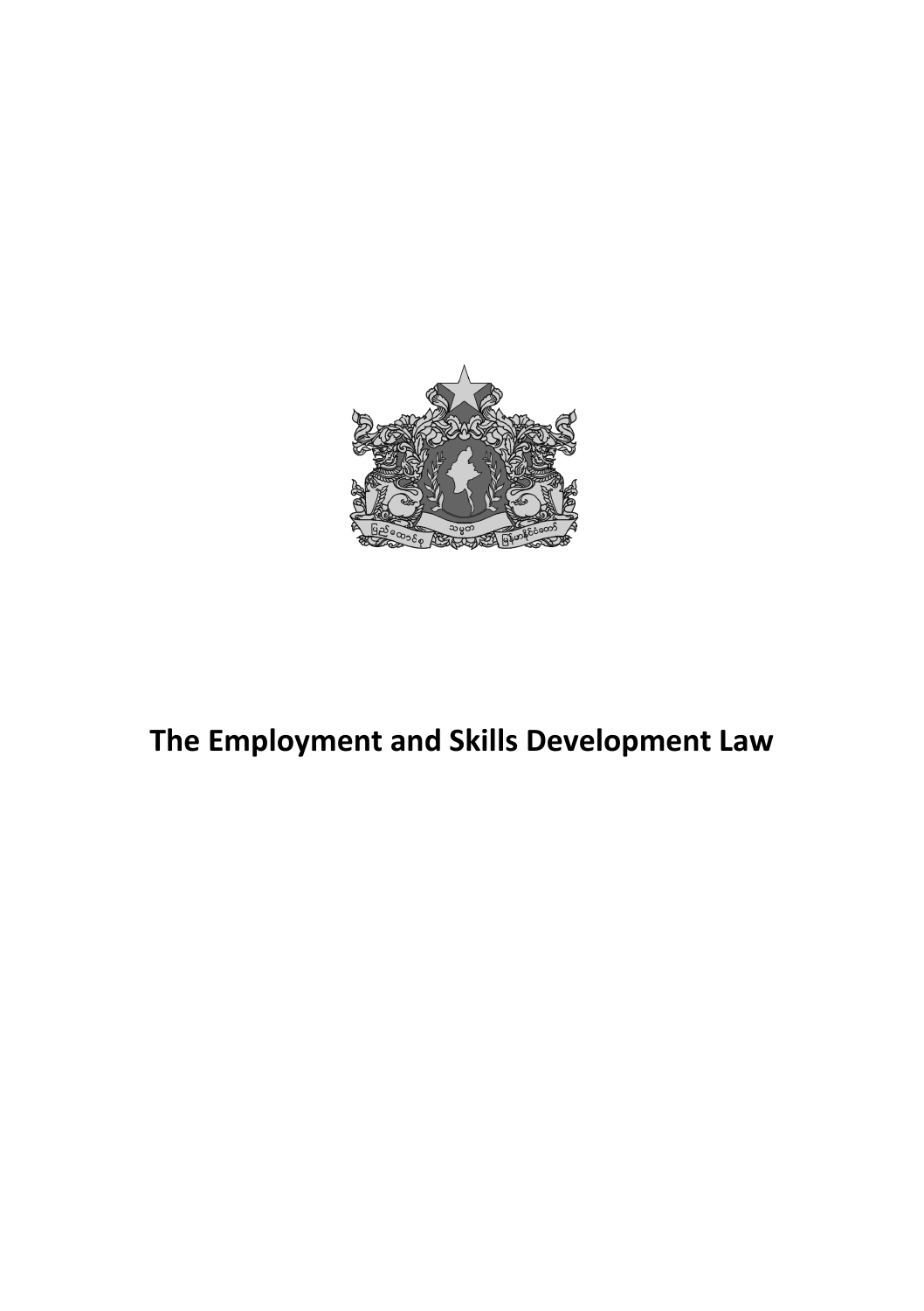# The Employment and Skills Development Law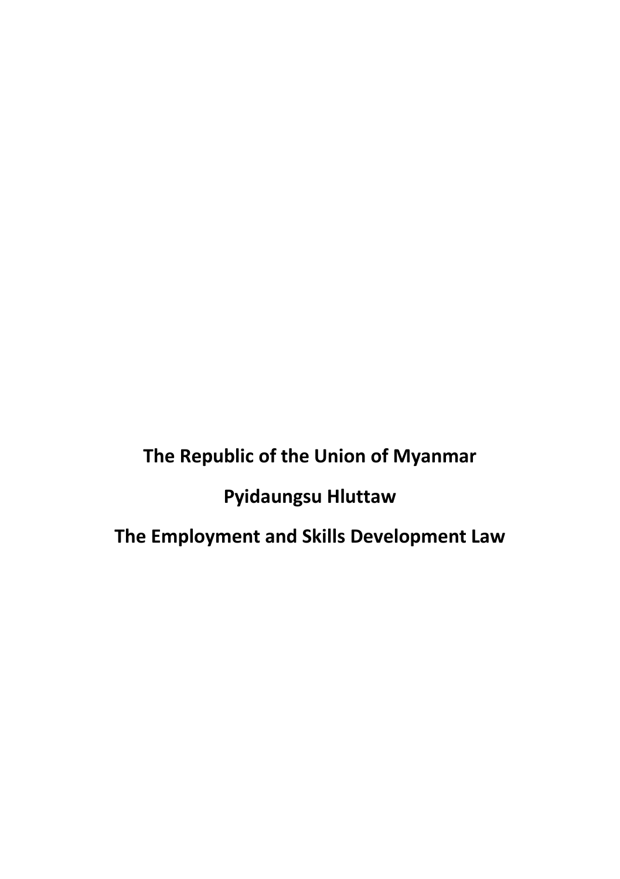# The Republic of the Union of Myanmar

# Pyidaungsu Hluttaw

# The Employment and Skills Development Law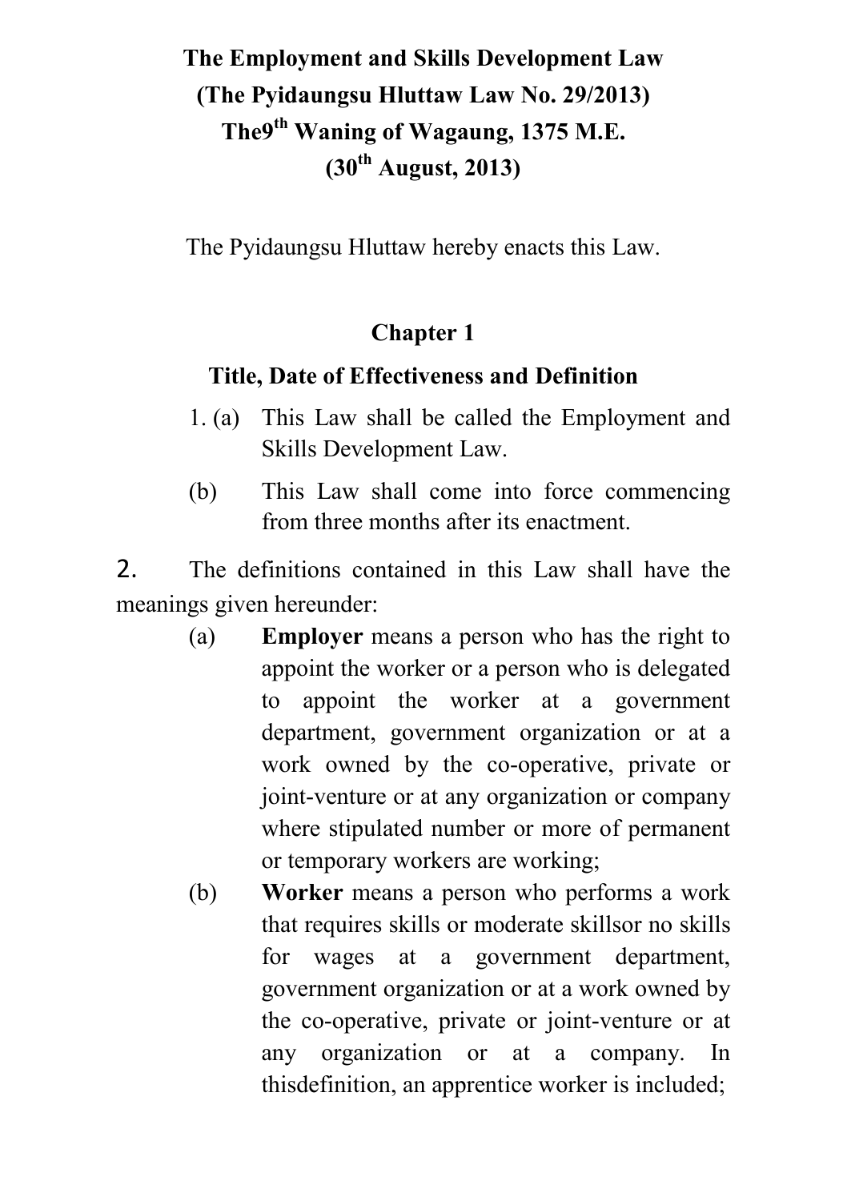**The Employment and Skills Development Law**
**(The Pyidaungsu Hluttaw Law No. 29/2013)**
**The9th Waning of Wagaung, 1375 M.E.**
**(30th August, 2013)**

The Pyidaungsu Hluttaw hereby enacts this Law.

## Chapter 1

### Title, Date of Effectiveness and Definition

1. (a) This Law shall be called the Employment and Skills Development Law.

   (b) This Law shall come into force commencing from three months after its enactment.

2. The definitions contained in this Law shall have the meanings given hereunder:

   (a) **Employer** means a person who has the right to appoint the worker or a person who is delegated to appoint the worker at a government department, government organization or at a work owned by the co-operative, private or joint-venture or at any organization or company where stipulated number or more of permanent or temporary workers are working;

   (b) **Worker** means a person who performs a work that requires skills or moderate skillsor no skills for wages at a government department, government organization or at a work owned by the co-operative, private or joint-venture or at any organization or at a company. In thisdefinition, an apprentice worker is included;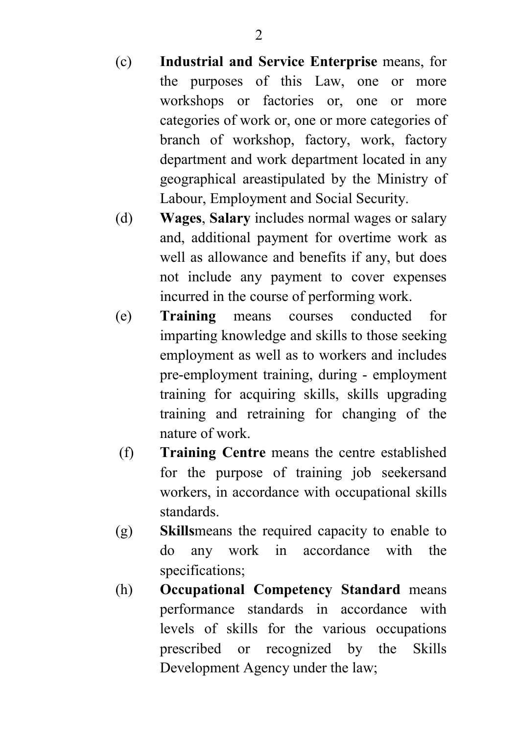(c) **Industrial and Service Enterprise** means, for the purposes of this Law, one or more workshops or factories or, one or more categories of work or, one or more categories of branch of workshop, factory, work, factory department and work department located in any geographical areastipulated by the Ministry of Labour, Employment and Social Security.

(d) **Wages**, **Salary** includes normal wages or salary and, additional payment for overtime work as well as allowance and benefits if any, but does not include any payment to cover expenses incurred in the course of performing work.

(e) **Training** means courses conducted for imparting knowledge and skills to those seeking employment as well as to workers and includes pre-employment training, during - employment training for acquiring skills, skills upgrading training and retraining for changing of the nature of work.

(f) **Training Centre** means the centre established for the purpose of training job seekersand workers, in accordance with occupational skills standards.

(g) **Skills**means the required capacity to enable to do any work in accordance with the specifications;

(h) **Occupational Competency Standard** means performance standards in accordance with levels of skills for the various occupations prescribed or recognized by the Skills Development Agency under the law;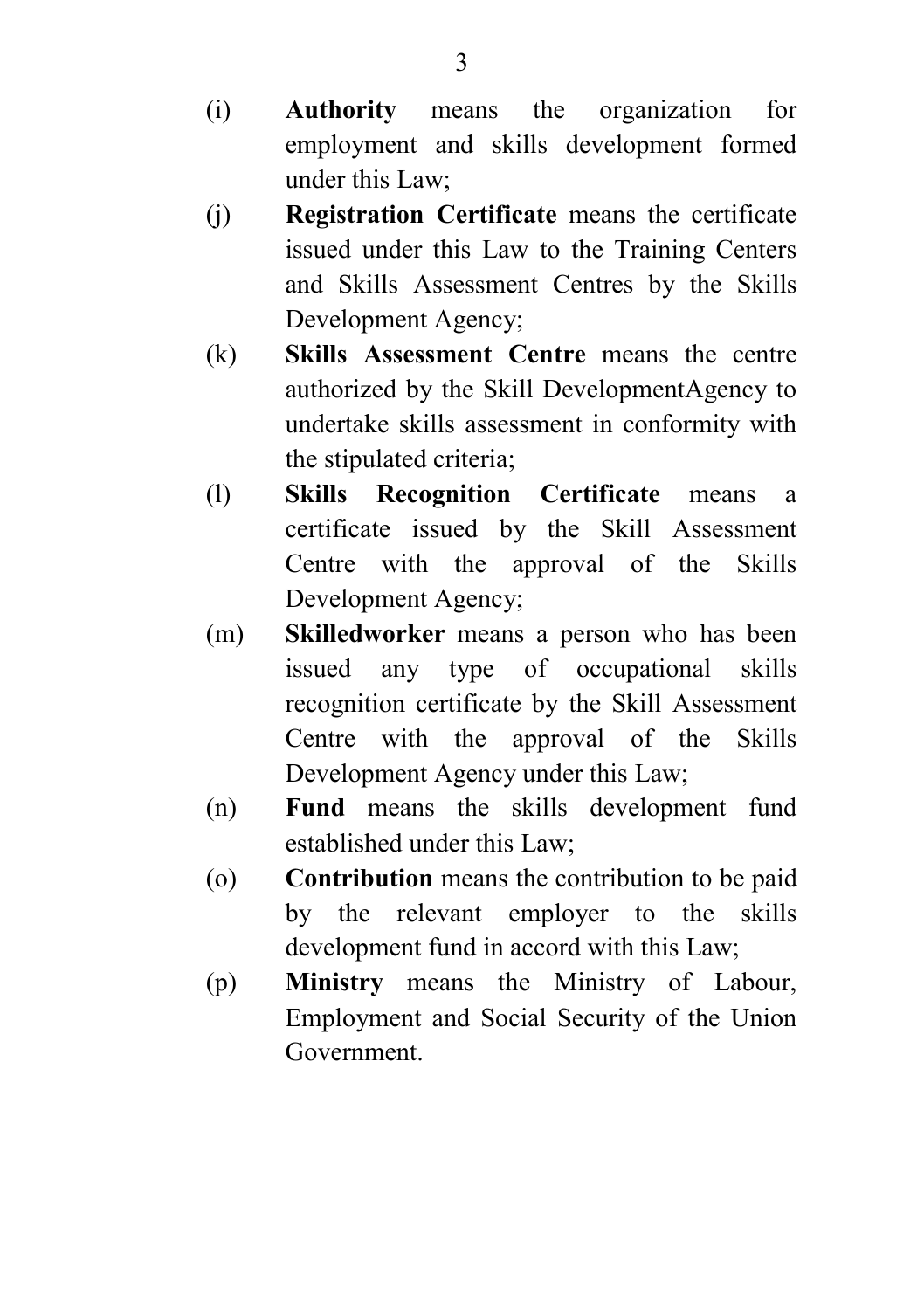(i) **Authority** means the organization for employment and skills development formed under this Law;

(j) **Registration Certificate** means the certificate issued under this Law to the Training Centers and Skills Assessment Centres by the Skills Development Agency;

(k) **Skills Assessment Centre** means the centre authorized by the Skill DevelopmentAgency to undertake skills assessment in conformity with the stipulated criteria;

(l) **Skills Recognition Certificate** means a certificate issued by the Skill Assessment Centre with the approval of the Skills Development Agency;

(m) **Skilledworker** means a person who has been issued any type of occupational skills recognition certificate by the Skill Assessment Centre with the approval of the Skills Development Agency under this Law;

(n) **Fund** means the skills development fund established under this Law;

(o) **Contribution** means the contribution to be paid by the relevant employer to the skills development fund in accord with this Law;

(p) **Ministry** means the Ministry of Labour, Employment and Social Security of the Union Government.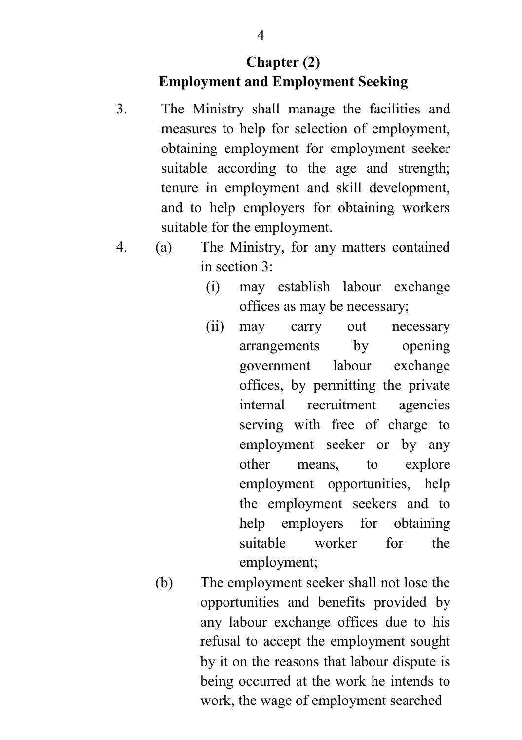## Chapter (2)
## Employment and Employment Seeking

3. The Ministry shall manage the facilities and measures to help for selection of employment, obtaining employment for employment seeker suitable according to the age and strength; tenure in employment and skill development, and to help employers for obtaining workers suitable for the employment.

4. (a) The Ministry, for any matters contained in section 3:

   (i) may establish labour exchange offices as may be necessary;

   (ii) may carry out necessary arrangements by opening government labour exchange offices, by permitting the private internal recruitment agencies serving with free of charge to employment seeker or by any other means, to explore employment opportunities, help the employment seekers and to help employers for obtaining suitable worker for the employment;

   (b) The employment seeker shall not lose the opportunities and benefits provided by any labour exchange offices due to his refusal to accept the employment sought by it on the reasons that labour dispute is being occurred at the work he intends to work, the wage of employment searched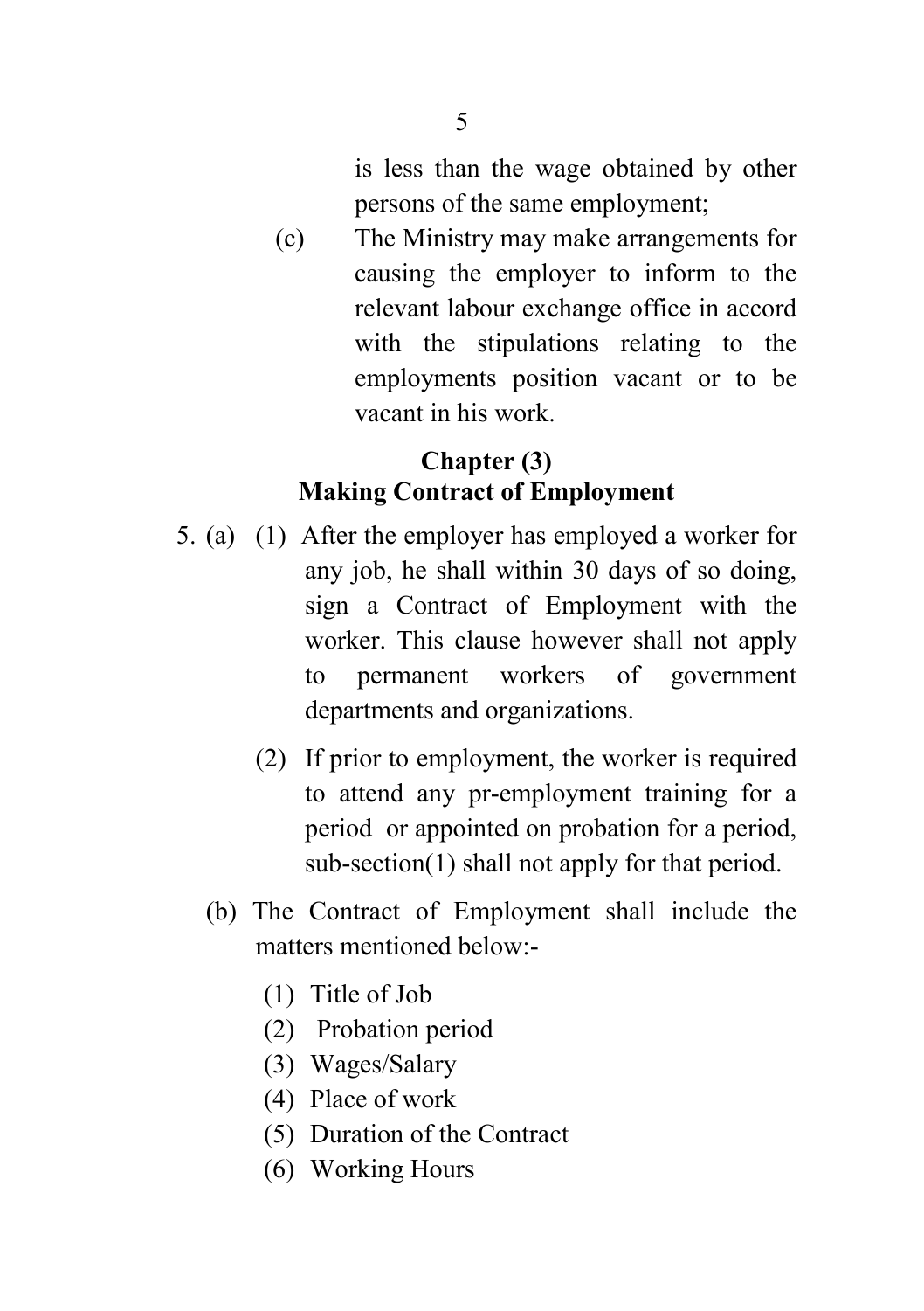is less than the wage obtained by other persons of the same employment;

(c) The Ministry may make arrangements for causing the employer to inform to the relevant labour exchange office in accord with the stipulations relating to the employments position vacant or to be vacant in his work.

## Chapter (3)
## Making Contract of Employment

5. (a) (1) After the employer has employed a worker for any job, he shall within 30 days of so doing, sign a Contract of Employment with the worker. This clause however shall not apply to permanent workers of government departments and organizations.

(2) If prior to employment, the worker is required to attend any pr-employment training for a period or appointed on probation for a period, sub-section(1) shall not apply for that period.

(b) The Contract of Employment shall include the matters mentioned below:-

(1) Title of Job
(2) Probation period
(3) Wages/Salary
(4) Place of work
(5) Duration of the Contract
(6) Working Hours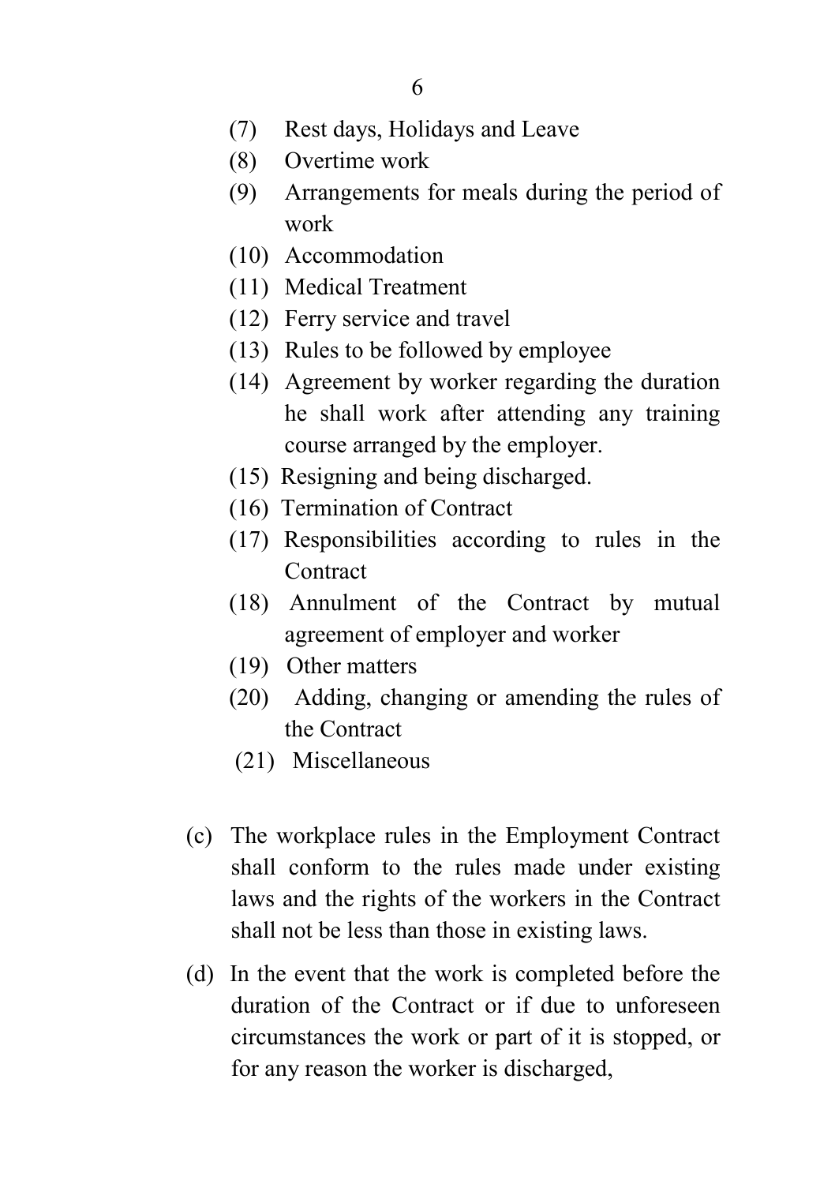(7) Rest days, Holidays and Leave

(8) Overtime work

(9) Arrangements for meals during the period of work

(10) Accommodation

(11) Medical Treatment

(12) Ferry service and travel

(13) Rules to be followed by employee

(14) Agreement by worker regarding the duration he shall work after attending any training course arranged by the employer.

(15) Resigning and being discharged.

(16) Termination of Contract

(17) Responsibilities according to rules in the Contract

(18) Annulment of the Contract by mutual agreement of employer and worker

(19) Other matters

(20) Adding, changing or amending the rules of the Contract

(21) Miscellaneous

(c) The workplace rules in the Employment Contract shall conform to the rules made under existing laws and the rights of the workers in the Contract shall not be less than those in existing laws.

(d) In the event that the work is completed before the duration of the Contract or if due to unforeseen circumstances the work or part of it is stopped, or for any reason the worker is discharged,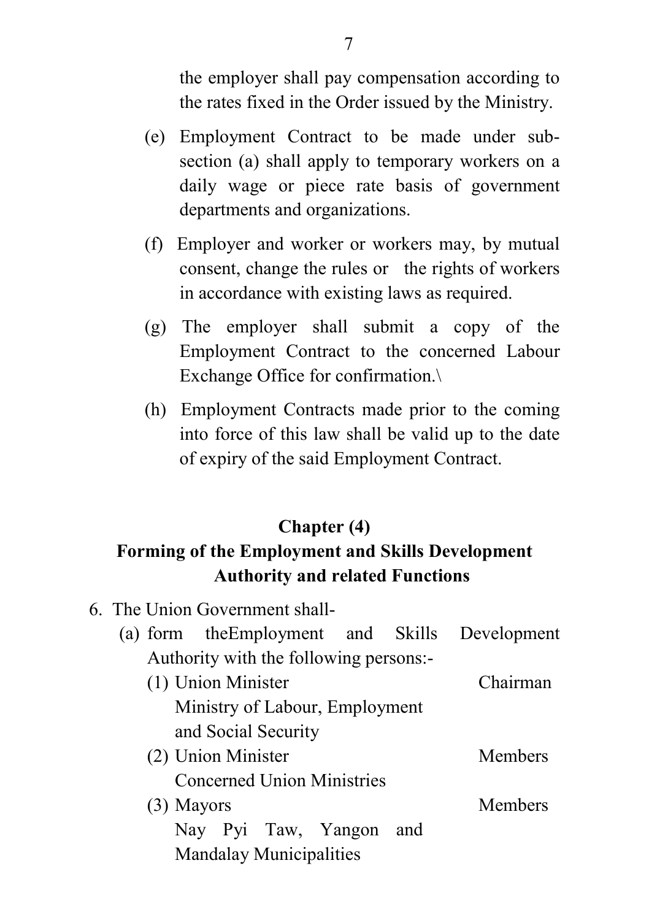the employer shall pay compensation according to the rates fixed in the Order issued by the Ministry.

(e) Employment Contract to be made under sub-section (a) shall apply to temporary workers on a daily wage or piece rate basis of government departments and organizations.

(f) Employer and worker or workers may, by mutual consent, change the rules or the rights of workers in accordance with existing laws as required.

(g) The employer shall submit a copy of the Employment Contract to the concerned Labour Exchange Office for confirmation.\

(h) Employment Contracts made prior to the coming into force of this law shall be valid up to the date of expiry of the said Employment Contract.

## Chapter (4)
## Forming of the Employment and Skills Development Authority and related Functions

6. The Union Government shall-

   (a) form theEmployment and Skills Development Authority with the following persons:-

| | |
|---|---|
| (1) Union Minister<br>Ministry of Labour, Employment and Social Security | Chairman |
| (2) Union Minister<br>Concerned Union Ministries | Members |
| (3) Mayors<br>Nay Pyi Taw, Yangon and Mandalay Municipalities | Members |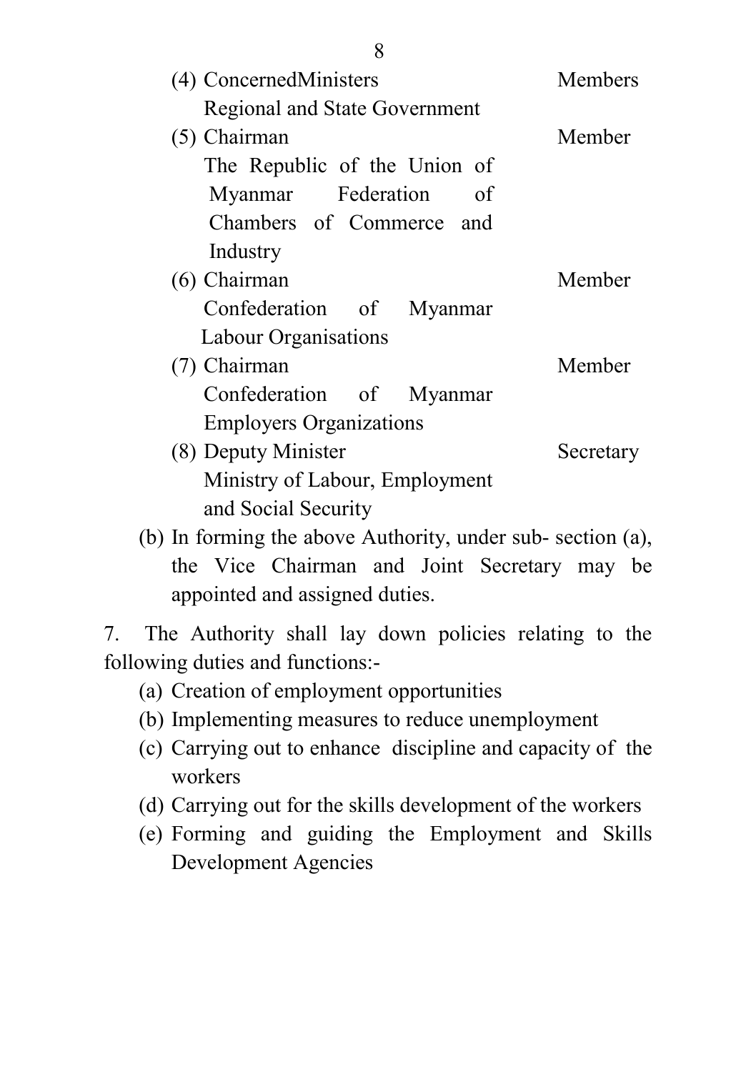(4) ConcernedMinisters Regional and State Government — Members

(5) Chairman The Republic of the Union of Myanmar Federation of Chambers of Commerce and Industry — Member

(6) Chairman Confederation of Myanmar Labour Organisations — Member

(7) Chairman Confederation of Myanmar Employers Organizations — Member

(8) Deputy Minister Ministry of Labour, Employment and Social Security — Secretary

(b) In forming the above Authority, under sub- section (a), the Vice Chairman and Joint Secretary may be appointed and assigned duties.

7. The Authority shall lay down policies relating to the following duties and functions:-

(a) Creation of employment opportunities

(b) Implementing measures to reduce unemployment

(c) Carrying out to enhance discipline and capacity of the workers

(d) Carrying out for the skills development of the workers

(e) Forming and guiding the Employment and Skills Development Agencies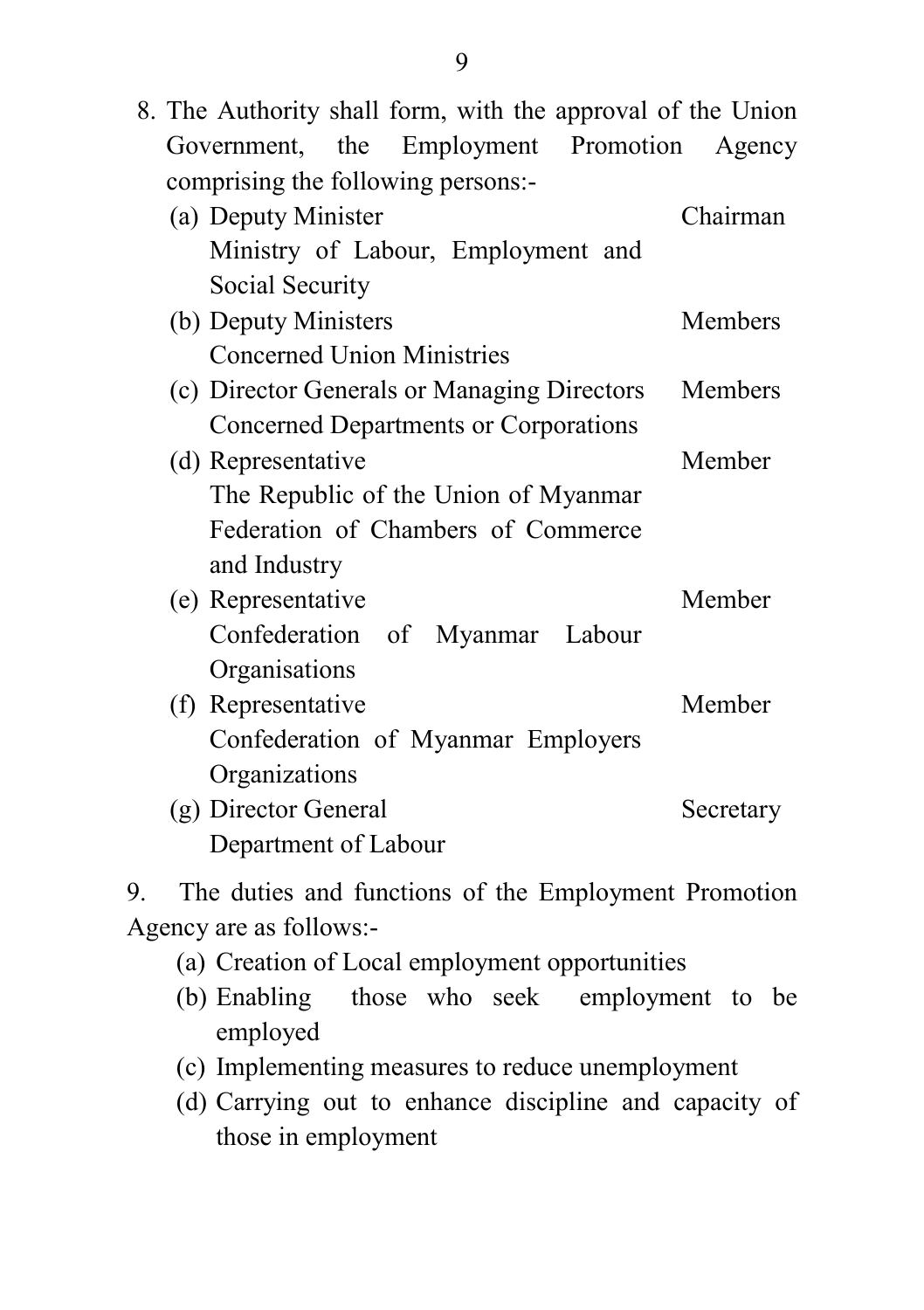8. The Authority shall form, with the approval of the Union Government, the Employment Promotion Agency comprising the following persons:-

| | |
|---|---|
| (a) Deputy Minister<br>Ministry of Labour, Employment and Social Security | Chairman |
| (b) Deputy Ministers<br>Concerned Union Ministries | Members |
| (c) Director Generals or Managing Directors<br>Concerned Departments or Corporations | Members |
| (d) Representative<br>The Republic of the Union of Myanmar Federation of Chambers of Commerce and Industry | Member |
| (e) Representative<br>Confederation of Myanmar Labour Organisations | Member |
| (f) Representative<br>Confederation of Myanmar Employers Organizations | Member |
| (g) Director General<br>Department of Labour | Secretary |

9. The duties and functions of the Employment Promotion Agency are as follows:-

(a) Creation of Local employment opportunities

(b) Enabling those who seek employment to be employed

(c) Implementing measures to reduce unemployment

(d) Carrying out to enhance discipline and capacity of those in employment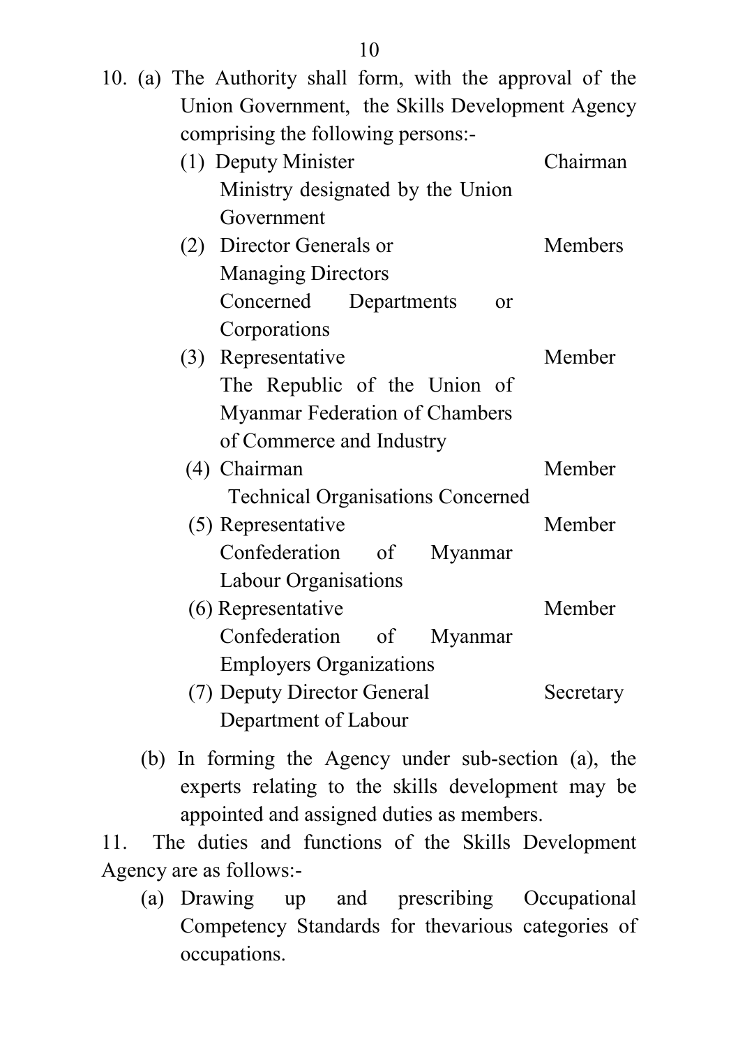10. (a) The Authority shall form, with the approval of the Union Government, the Skills Development Agency comprising the following persons:-

| | | |
|---|---|---|
| (1) | Deputy Minister<br>Ministry designated by the Union Government | Chairman |
| (2) | Director Generals or Managing Directors<br>Concerned Departments or Corporations | Members |
| (3) | Representative<br>The Republic of the Union of Myanmar Federation of Chambers of Commerce and Industry | Member |
| (4) | Chairman<br>Technical Organisations Concerned | Member |
| (5) | Representative<br>Confederation of Myanmar Labour Organisations | Member |
| (6) | Representative<br>Confederation of Myanmar Employers Organizations | Member |
| (7) | Deputy Director General<br>Department of Labour | Secretary |

(b) In forming the Agency under sub-section (a), the experts relating to the skills development may be appointed and assigned duties as members.

11. The duties and functions of the Skills Development Agency are as follows:-

(a) Drawing up and prescribing Occupational Competency Standards for thevarious categories of occupations.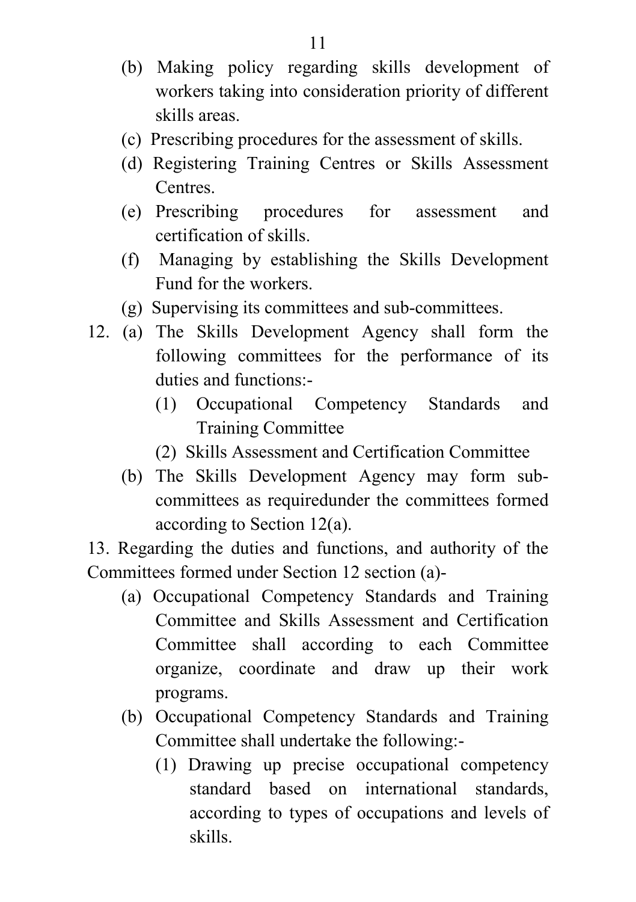(b) Making policy regarding skills development of workers taking into consideration priority of different skills areas.

(c) Prescribing procedures for the assessment of skills.

(d) Registering Training Centres or Skills Assessment Centres.

(e) Prescribing procedures for assessment and certification of skills.

(f) Managing by establishing the Skills Development Fund for the workers.

(g) Supervising its committees and sub-committees.

12. (a) The Skills Development Agency shall form the following committees for the performance of its duties and functions:-

(1) Occupational Competency Standards and Training Committee

(2) Skills Assessment and Certification Committee

(b) The Skills Development Agency may form sub-committees as requiredunder the committees formed according to Section 12(a).

13. Regarding the duties and functions, and authority of the Committees formed under Section 12 section (a)-

(a) Occupational Competency Standards and Training Committee and Skills Assessment and Certification Committee shall according to each Committee organize, coordinate and draw up their work programs.

(b) Occupational Competency Standards and Training Committee shall undertake the following:-

(1) Drawing up precise occupational competency standard based on international standards, according to types of occupations and levels of skills.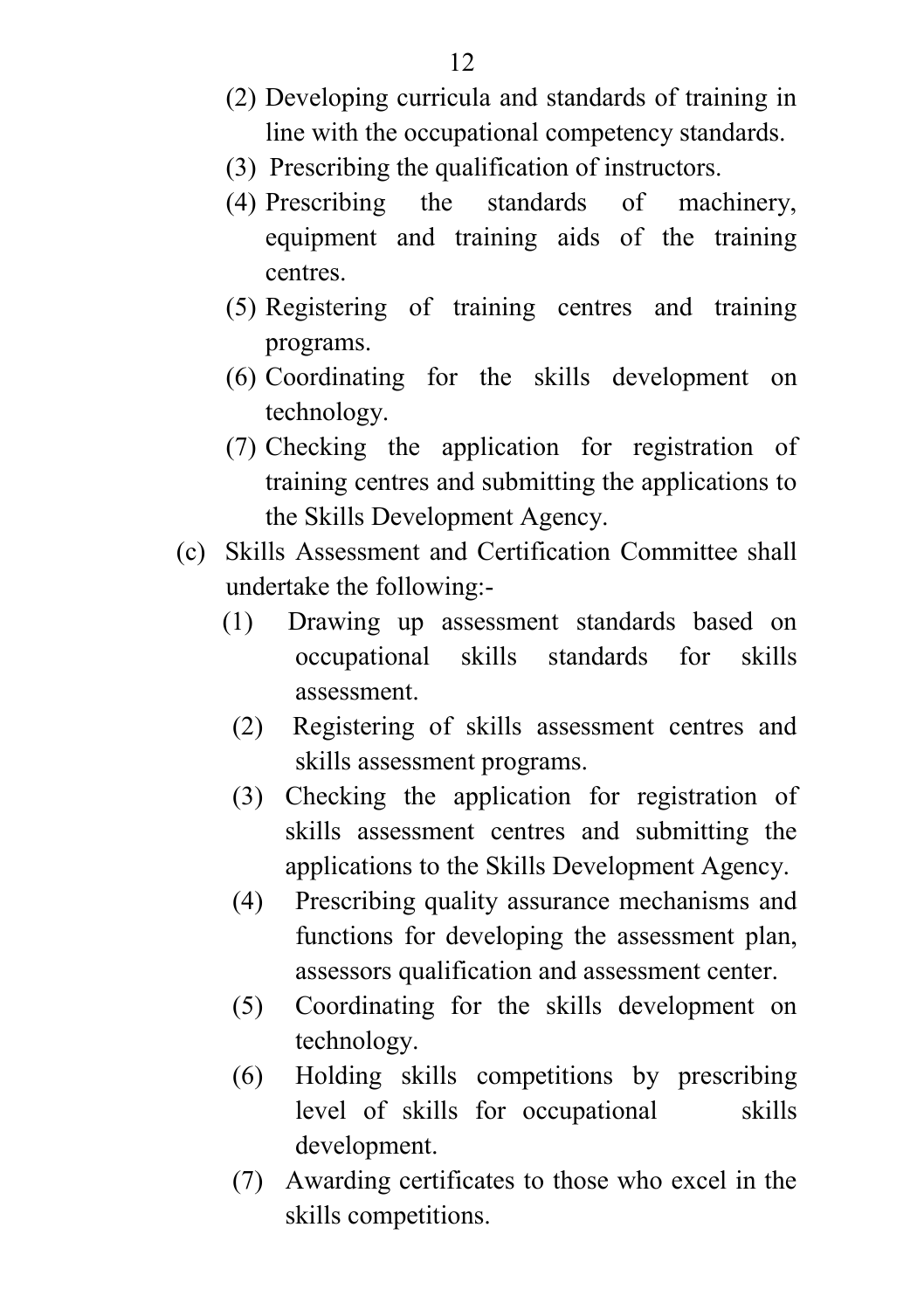(2) Developing curricula and standards of training in line with the occupational competency standards.

(3) Prescribing the qualification of instructors.

(4) Prescribing the standards of machinery, equipment and training aids of the training centres.

(5) Registering of training centres and training programs.

(6) Coordinating for the skills development on technology.

(7) Checking the application for registration of training centres and submitting the applications to the Skills Development Agency.

(c) Skills Assessment and Certification Committee shall undertake the following:-

(1) Drawing up assessment standards based on occupational skills standards for skills assessment.

(2) Registering of skills assessment centres and skills assessment programs.

(3) Checking the application for registration of skills assessment centres and submitting the applications to the Skills Development Agency.

(4) Prescribing quality assurance mechanisms and functions for developing the assessment plan, assessors qualification and assessment center.

(5) Coordinating for the skills development on technology.

(6) Holding skills competitions by prescribing level of skills for occupational skills development.

(7) Awarding certificates to those who excel in the skills competitions.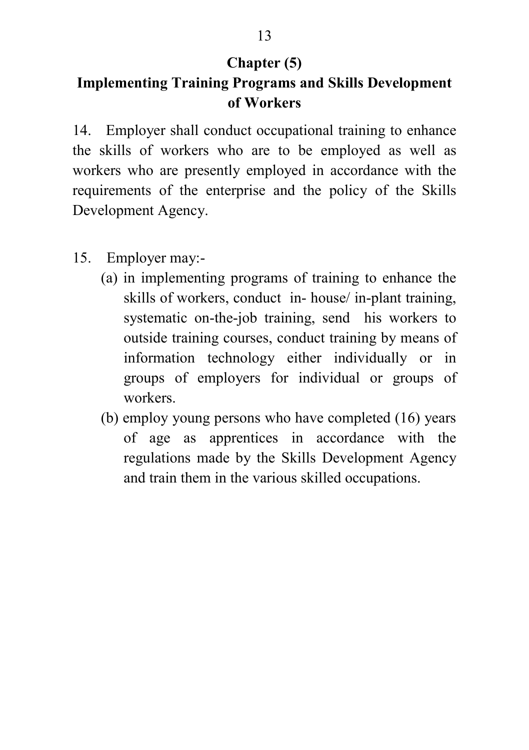## Chapter (5)
## Implementing Training Programs and Skills Development of Workers

14. Employer shall conduct occupational training to enhance the skills of workers who are to be employed as well as workers who are presently employed in accordance with the requirements of the enterprise and the policy of the Skills Development Agency.

15. Employer may:-

    (a) in implementing programs of training to enhance the skills of workers, conduct in- house/ in-plant training, systematic on-the-job training, send his workers to outside training courses, conduct training by means of information technology either individually or in groups of employers for individual or groups of workers.

    (b) employ young persons who have completed (16) years of age as apprentices in accordance with the regulations made by the Skills Development Agency and train them in the various skilled occupations.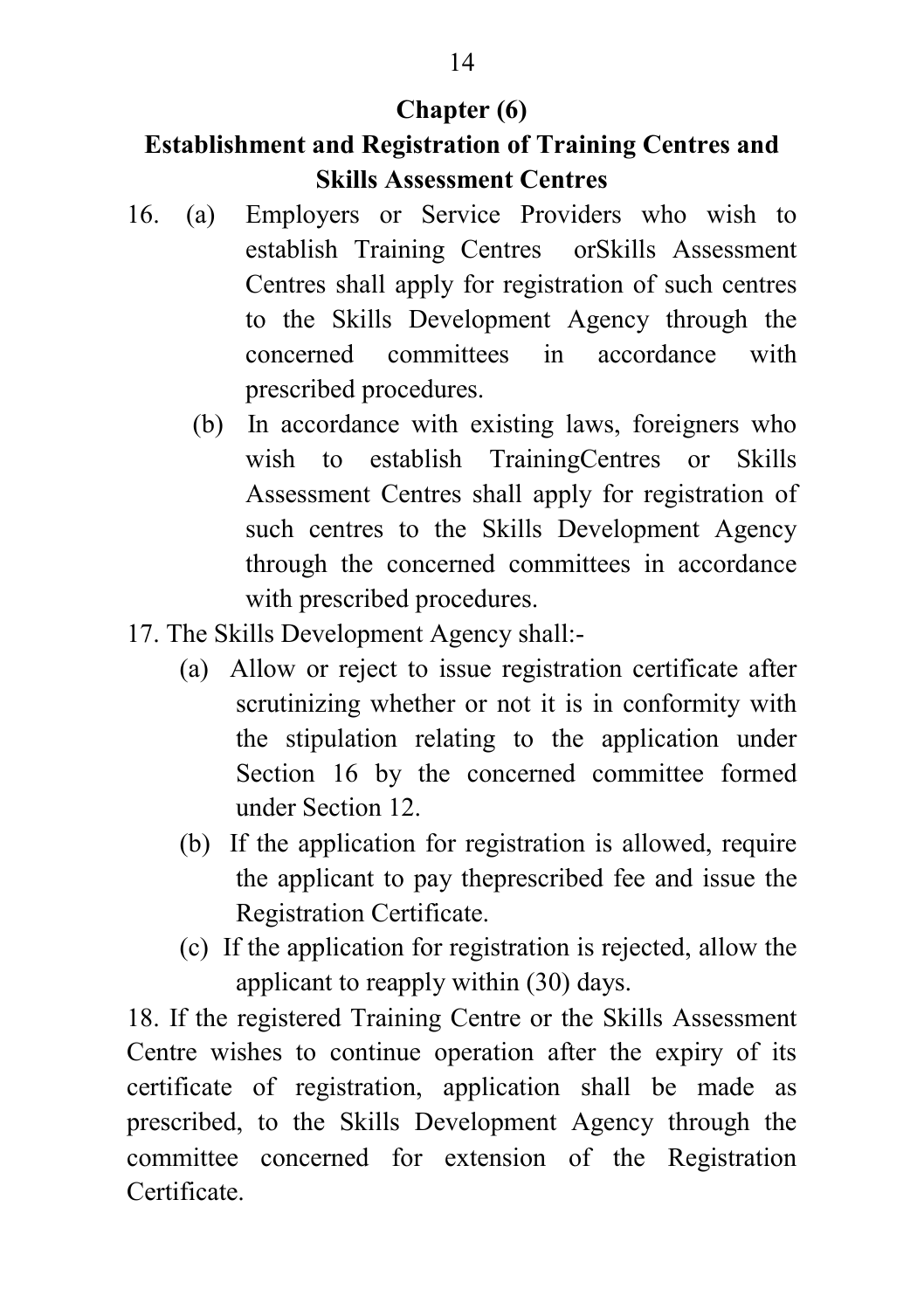## Chapter (6)

## Establishment and Registration of Training Centres and Skills Assessment Centres

16. (a) Employers or Service Providers who wish to establish Training Centres orSkills Assessment Centres shall apply for registration of such centres to the Skills Development Agency through the concerned committees in accordance with prescribed procedures.

    (b) In accordance with existing laws, foreigners who wish to establish TrainingCentres or Skills Assessment Centres shall apply for registration of such centres to the Skills Development Agency through the concerned committees in accordance with prescribed procedures.

17. The Skills Development Agency shall:-

    (a) Allow or reject to issue registration certificate after scrutinizing whether or not it is in conformity with the stipulation relating to the application under Section 16 by the concerned committee formed under Section 12.

    (b) If the application for registration is allowed, require the applicant to pay theprescribed fee and issue the Registration Certificate.

    (c) If the application for registration is rejected, allow the applicant to reapply within (30) days.

18. If the registered Training Centre or the Skills Assessment Centre wishes to continue operation after the expiry of its certificate of registration, application shall be made as prescribed, to the Skills Development Agency through the committee concerned for extension of the Registration Certificate.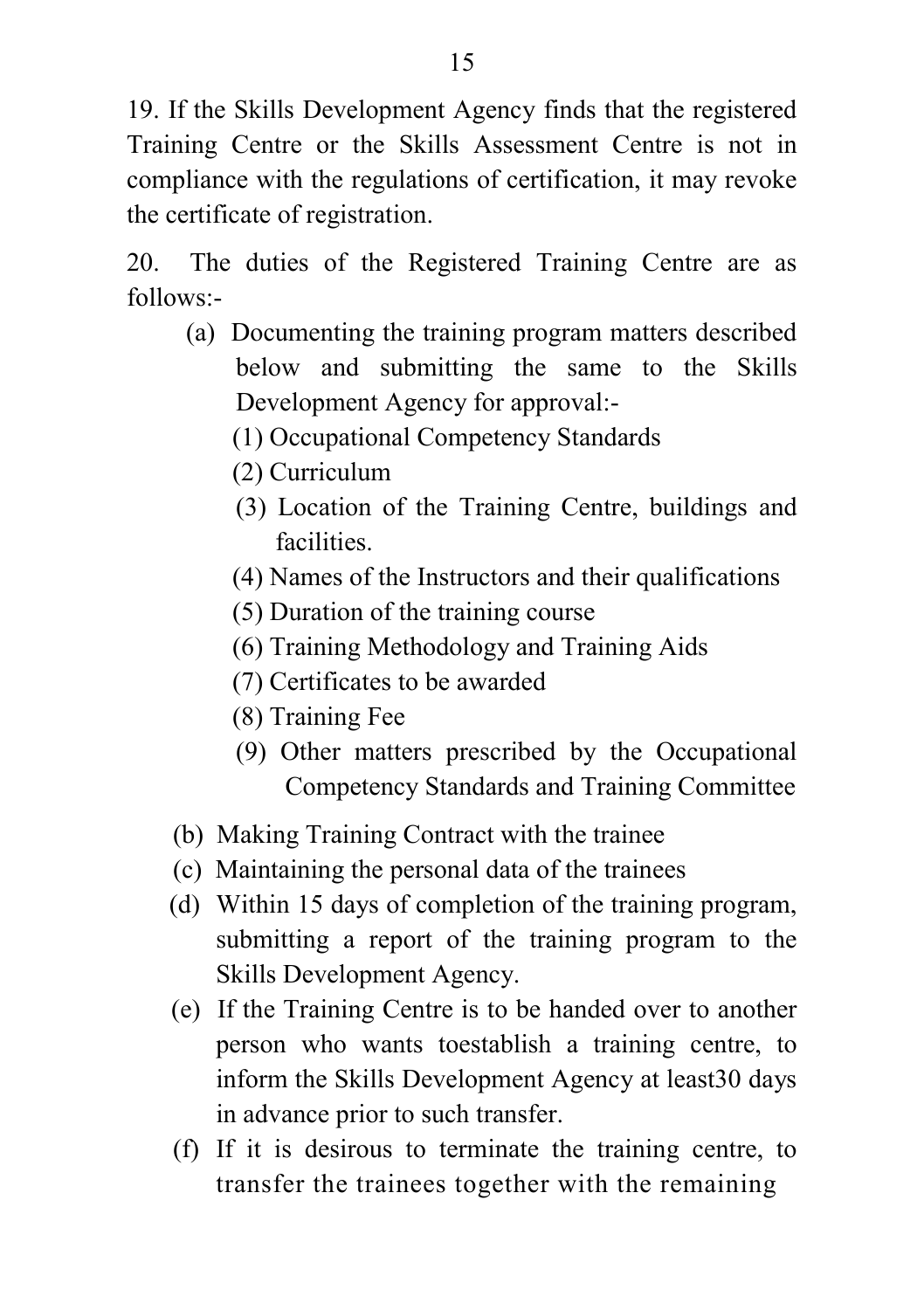19. If the Skills Development Agency finds that the registered Training Centre or the Skills Assessment Centre is not in compliance with the regulations of certification, it may revoke the certificate of registration.

20. The duties of the Registered Training Centre are as follows:-

(a) Documenting the training program matters described below and submitting the same to the Skills Development Agency for approval:-

(1) Occupational Competency Standards

(2) Curriculum

(3) Location of the Training Centre, buildings and facilities.

(4) Names of the Instructors and their qualifications

(5) Duration of the training course

(6) Training Methodology and Training Aids

(7) Certificates to be awarded

(8) Training Fee

(9) Other matters prescribed by the Occupational Competency Standards and Training Committee

(b) Making Training Contract with the trainee

(c) Maintaining the personal data of the trainees

(d) Within 15 days of completion of the training program, submitting a report of the training program to the Skills Development Agency.

(e) If the Training Centre is to be handed over to another person who wants toestablish a training centre, to inform the Skills Development Agency at least30 days in advance prior to such transfer.

(f) If it is desirous to terminate the training centre, to transfer the trainees together with the remaining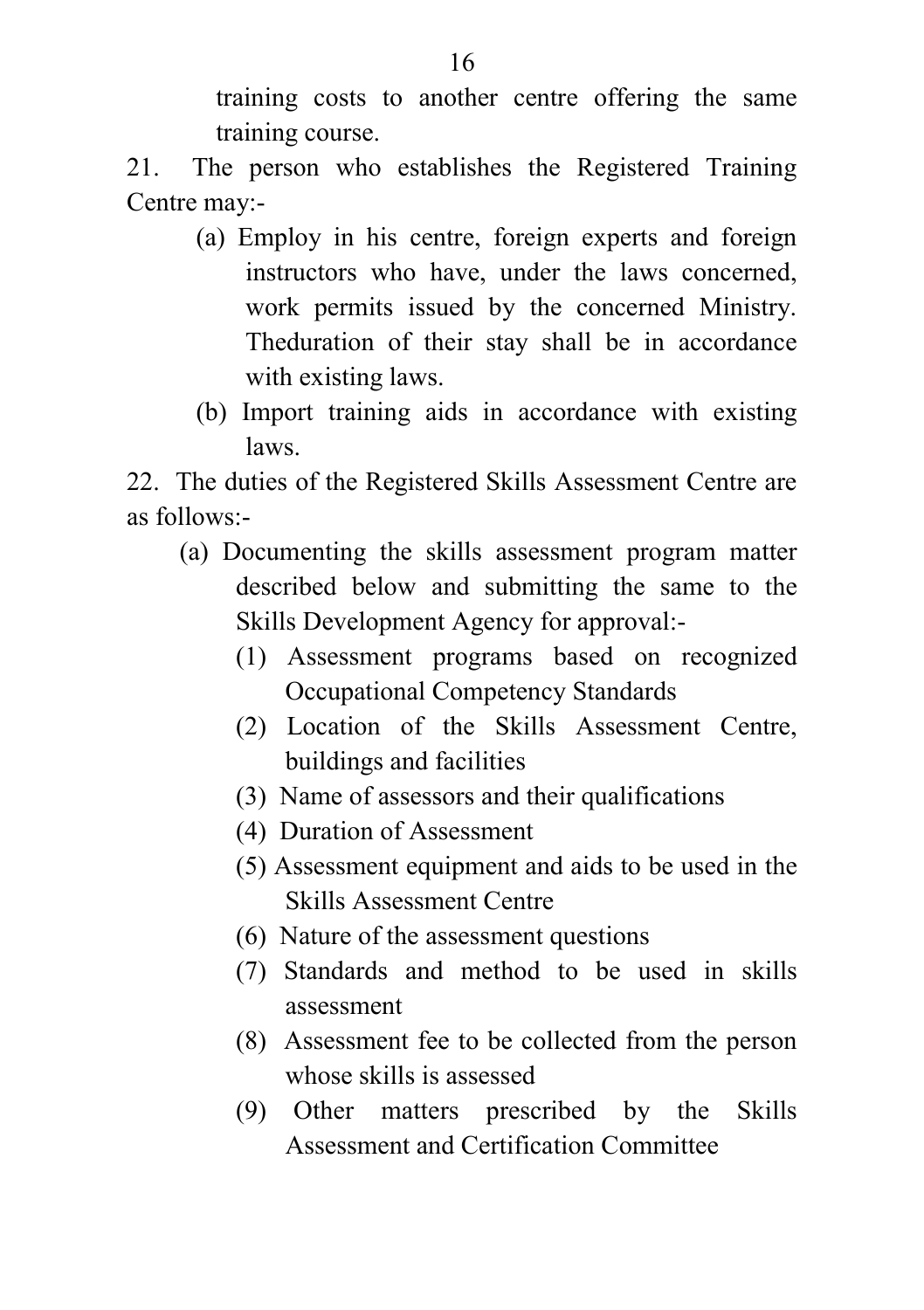training costs to another centre offering the same training course.

21. The person who establishes the Registered Training Centre may:-

(a) Employ in his centre, foreign experts and foreign instructors who have, under the laws concerned, work permits issued by the concerned Ministry. Theduration of their stay shall be in accordance with existing laws.

(b) Import training aids in accordance with existing laws.

22. The duties of the Registered Skills Assessment Centre are as follows:-

(a) Documenting the skills assessment program matter described below and submitting the same to the Skills Development Agency for approval:-

(1) Assessment programs based on recognized Occupational Competency Standards

(2) Location of the Skills Assessment Centre, buildings and facilities

(3) Name of assessors and their qualifications

(4) Duration of Assessment

(5) Assessment equipment and aids to be used in the Skills Assessment Centre

(6) Nature of the assessment questions

(7) Standards and method to be used in skills assessment

(8) Assessment fee to be collected from the person whose skills is assessed

(9) Other matters prescribed by the Skills Assessment and Certification Committee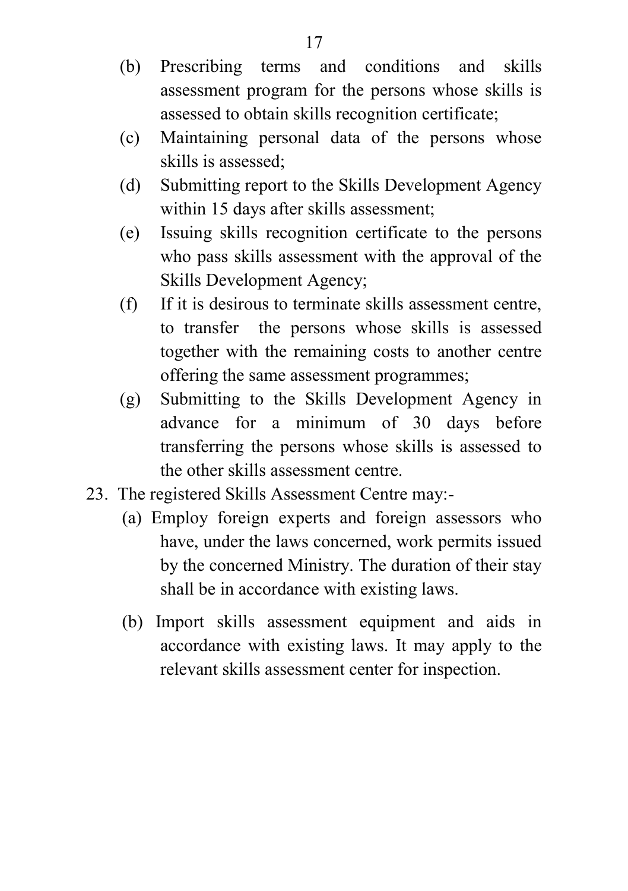(b) Prescribing terms and conditions and skills assessment program for the persons whose skills is assessed to obtain skills recognition certificate;

(c) Maintaining personal data of the persons whose skills is assessed;

(d) Submitting report to the Skills Development Agency within 15 days after skills assessment;

(e) Issuing skills recognition certificate to the persons who pass skills assessment with the approval of the Skills Development Agency;

(f) If it is desirous to terminate skills assessment centre, to transfer the persons whose skills is assessed together with the remaining costs to another centre offering the same assessment programmes;

(g) Submitting to the Skills Development Agency in advance for a minimum of 30 days before transferring the persons whose skills is assessed to the other skills assessment centre.

23. The registered Skills Assessment Centre may:-

(a) Employ foreign experts and foreign assessors who have, under the laws concerned, work permits issued by the concerned Ministry. The duration of their stay shall be in accordance with existing laws.

(b) Import skills assessment equipment and aids in accordance with existing laws. It may apply to the relevant skills assessment center for inspection.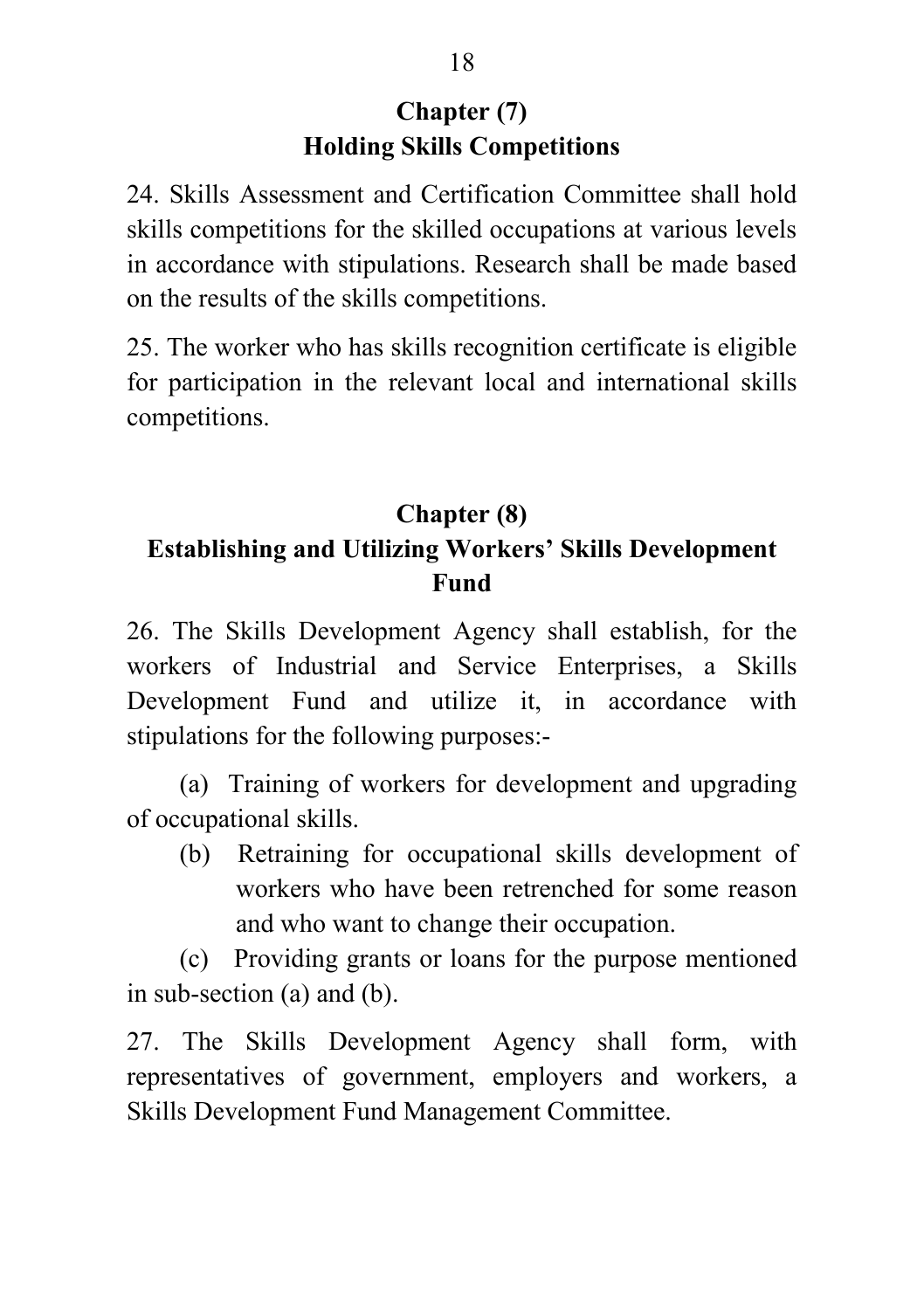## Chapter (7)
## Holding Skills Competitions

24. Skills Assessment and Certification Committee shall hold skills competitions for the skilled occupations at various levels in accordance with stipulations. Research shall be made based on the results of the skills competitions.

25. The worker who has skills recognition certificate is eligible for participation in the relevant local and international skills competitions.

## Chapter (8)
## Establishing and Utilizing Workers' Skills Development Fund

26. The Skills Development Agency shall establish, for the workers of Industrial and Service Enterprises, a Skills Development Fund and utilize it, in accordance with stipulations for the following purposes:-

(a) Training of workers for development and upgrading of occupational skills.

(b) Retraining for occupational skills development of workers who have been retrenched for some reason and who want to change their occupation.

(c) Providing grants or loans for the purpose mentioned in sub-section (a) and (b).

27. The Skills Development Agency shall form, with representatives of government, employers and workers, a Skills Development Fund Management Committee.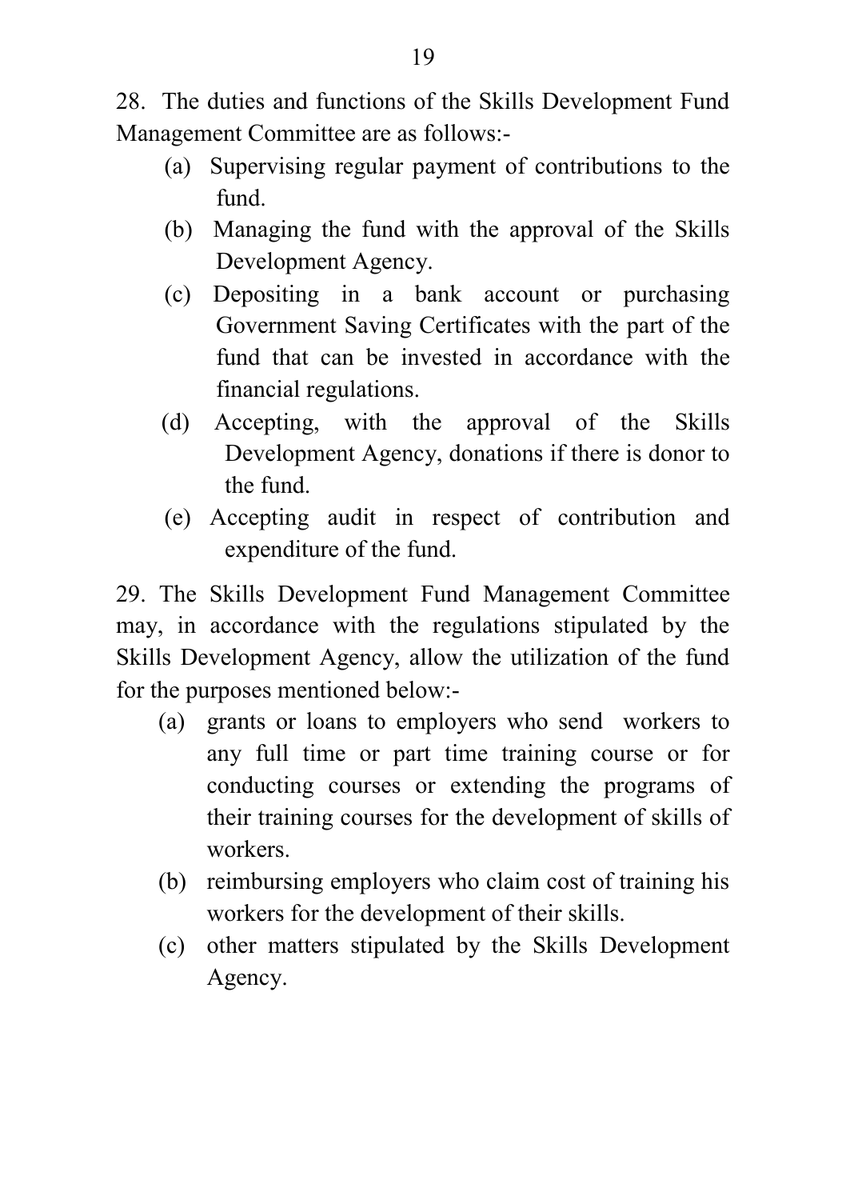28. The duties and functions of the Skills Development Fund Management Committee are as follows:-

(a) Supervising regular payment of contributions to the fund.

(b) Managing the fund with the approval of the Skills Development Agency.

(c) Depositing in a bank account or purchasing Government Saving Certificates with the part of the fund that can be invested in accordance with the financial regulations.

(d) Accepting, with the approval of the Skills Development Agency, donations if there is donor to the fund.

(e) Accepting audit in respect of contribution and expenditure of the fund.

29. The Skills Development Fund Management Committee may, in accordance with the regulations stipulated by the Skills Development Agency, allow the utilization of the fund for the purposes mentioned below:-

(a) grants or loans to employers who send workers to any full time or part time training course or for conducting courses or extending the programs of their training courses for the development of skills of workers.

(b) reimbursing employers who claim cost of training his workers for the development of their skills.

(c) other matters stipulated by the Skills Development Agency.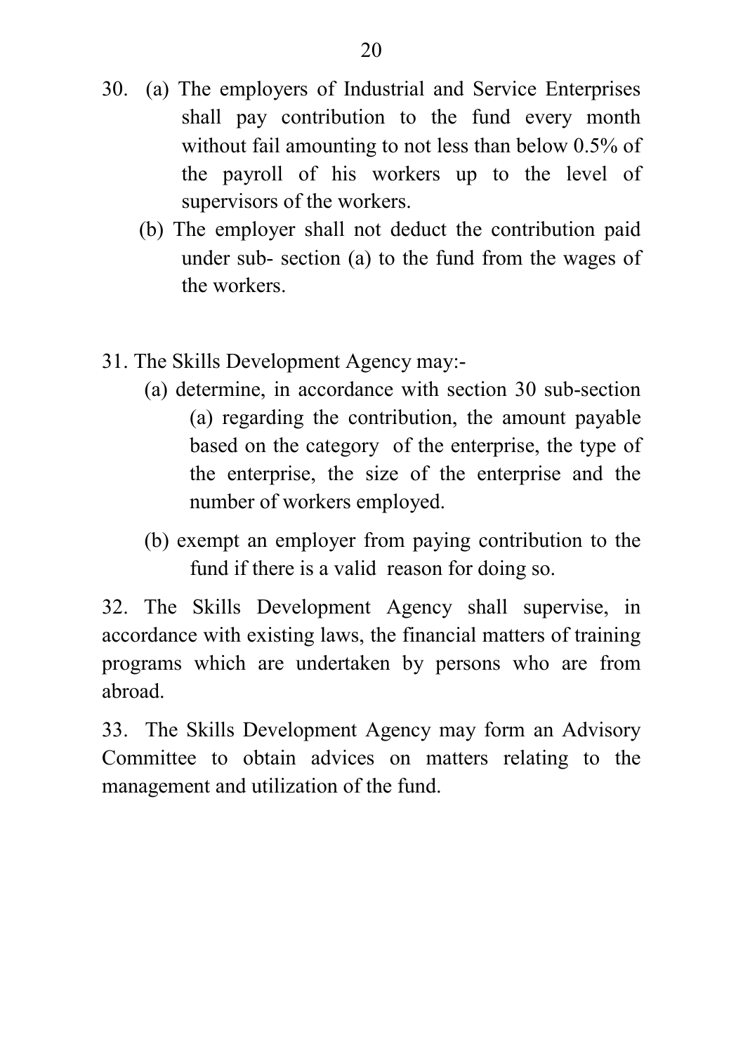30. (a) The employers of Industrial and Service Enterprises shall pay contribution to the fund every month without fail amounting to not less than below 0.5% of the payroll of his workers up to the level of supervisors of the workers.

    (b) The employer shall not deduct the contribution paid under sub- section (a) to the fund from the wages of the workers.

31. The Skills Development Agency may:-

    (a) determine, in accordance with section 30 sub-section (a) regarding the contribution, the amount payable based on the category of the enterprise, the type of the enterprise, the size of the enterprise and the number of workers employed.

    (b) exempt an employer from paying contribution to the fund if there is a valid reason for doing so.

32. The Skills Development Agency shall supervise, in accordance with existing laws, the financial matters of training programs which are undertaken by persons who are from abroad.

33. The Skills Development Agency may form an Advisory Committee to obtain advices on matters relating to the management and utilization of the fund.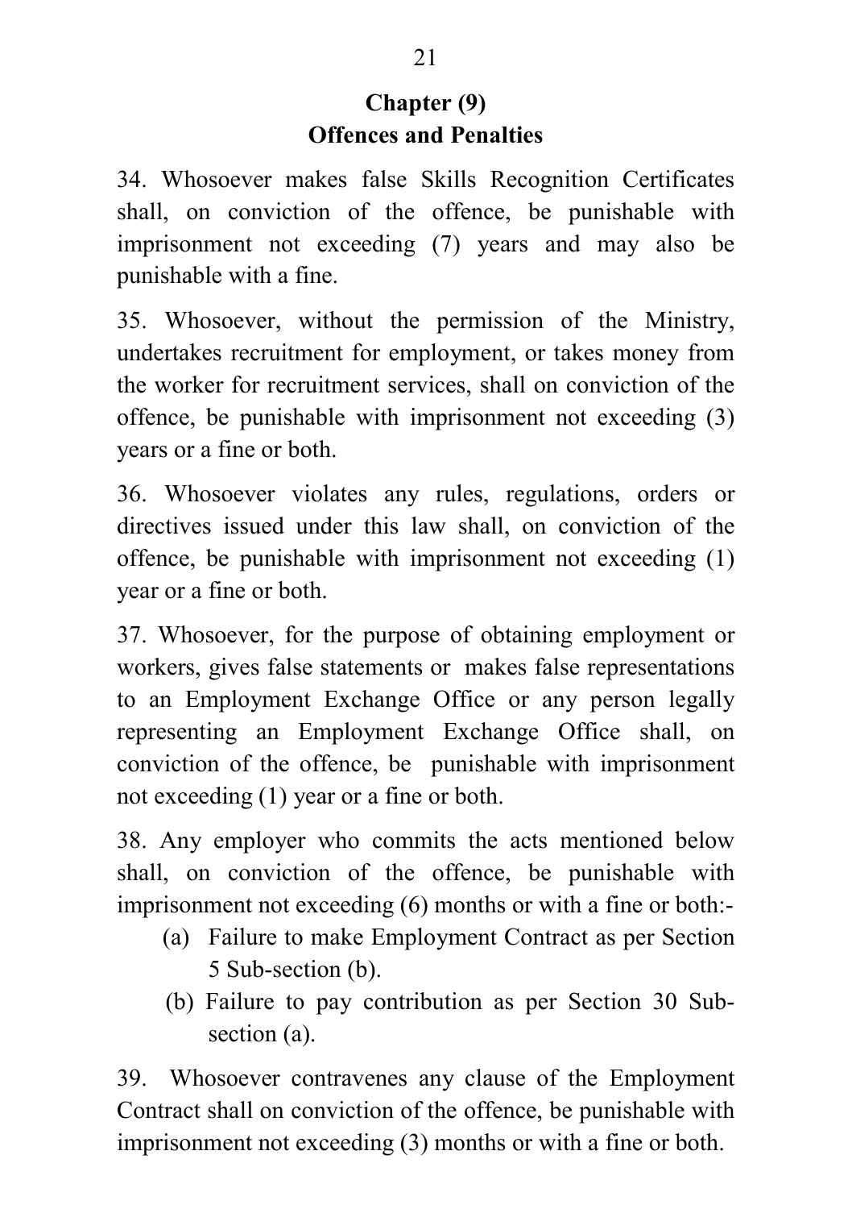## Chapter (9)
## Offences and Penalties

34. Whosoever makes false Skills Recognition Certificates shall, on conviction of the offence, be punishable with imprisonment not exceeding (7) years and may also be punishable with a fine.

35. Whosoever, without the permission of the Ministry, undertakes recruitment for employment, or takes money from the worker for recruitment services, shall on conviction of the offence, be punishable with imprisonment not exceeding (3) years or a fine or both.

36. Whosoever violates any rules, regulations, orders or directives issued under this law shall, on conviction of the offence, be punishable with imprisonment not exceeding (1) year or a fine or both.

37. Whosoever, for the purpose of obtaining employment or workers, gives false statements or makes false representations to an Employment Exchange Office or any person legally representing an Employment Exchange Office shall, on conviction of the offence, be punishable with imprisonment not exceeding (1) year or a fine or both.

38. Any employer who commits the acts mentioned below shall, on conviction of the offence, be punishable with imprisonment not exceeding (6) months or with a fine or both:-

(a) Failure to make Employment Contract as per Section 5 Sub-section (b).

(b) Failure to pay contribution as per Section 30 Sub-section (a).

39. Whosoever contravenes any clause of the Employment Contract shall on conviction of the offence, be punishable with imprisonment not exceeding (3) months or with a fine or both.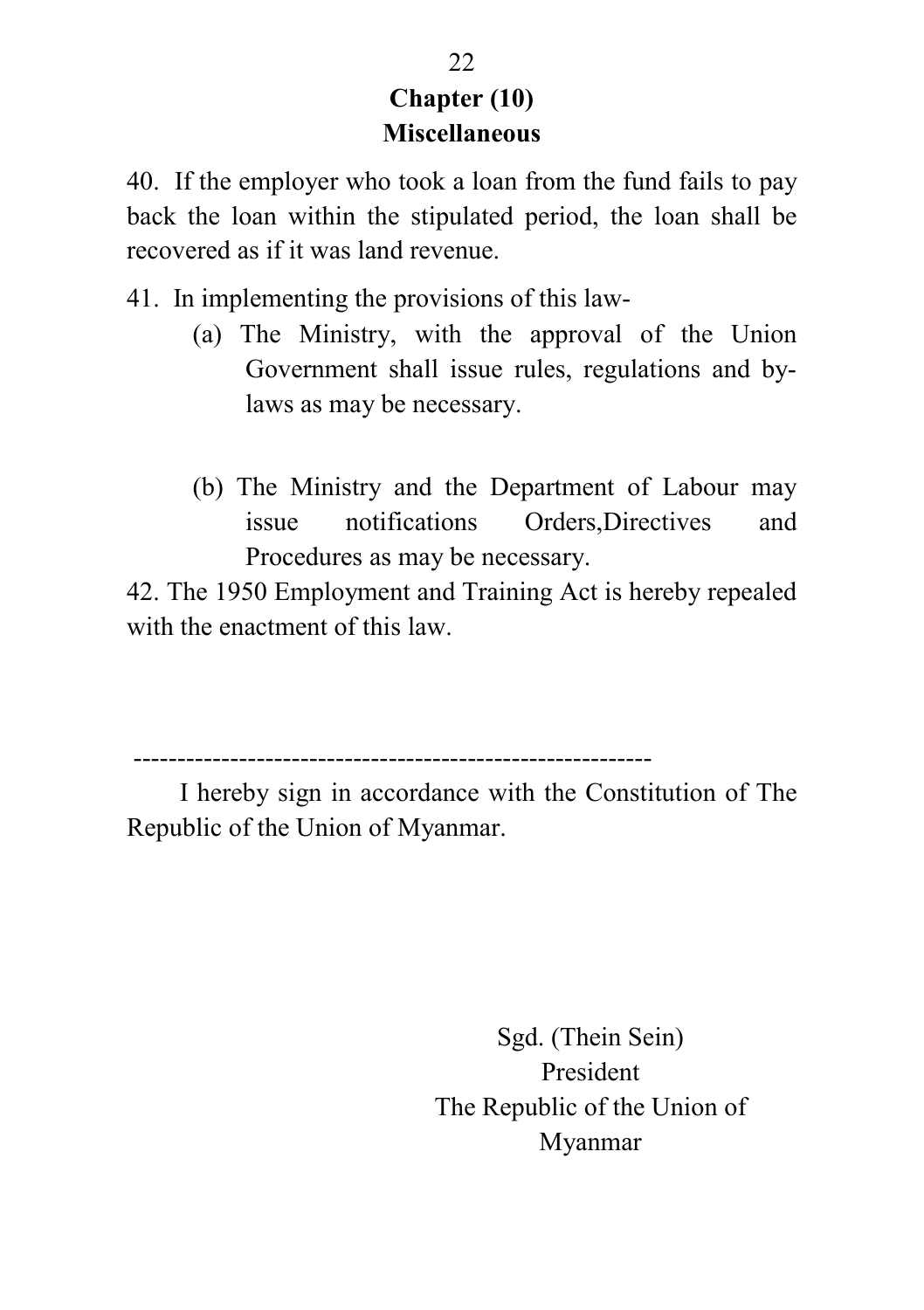## Chapter (10)
## Miscellaneous

40. If the employer who took a loan from the fund fails to pay back the loan within the stipulated period, the loan shall be recovered as if it was land revenue.

41. In implementing the provisions of this law-

(a) The Ministry, with the approval of the Union Government shall issue rules, regulations and by-laws as may be necessary.

(b) The Ministry and the Department of Labour may issue notifications Orders,Directives and Procedures as may be necessary.

42. The 1950 Employment and Training Act is hereby repealed with the enactment of this law.

---

I hereby sign in accordance with the Constitution of The Republic of the Union of Myanmar.

Sgd. (Thein Sein)
President
The Republic of the Union of Myanmar